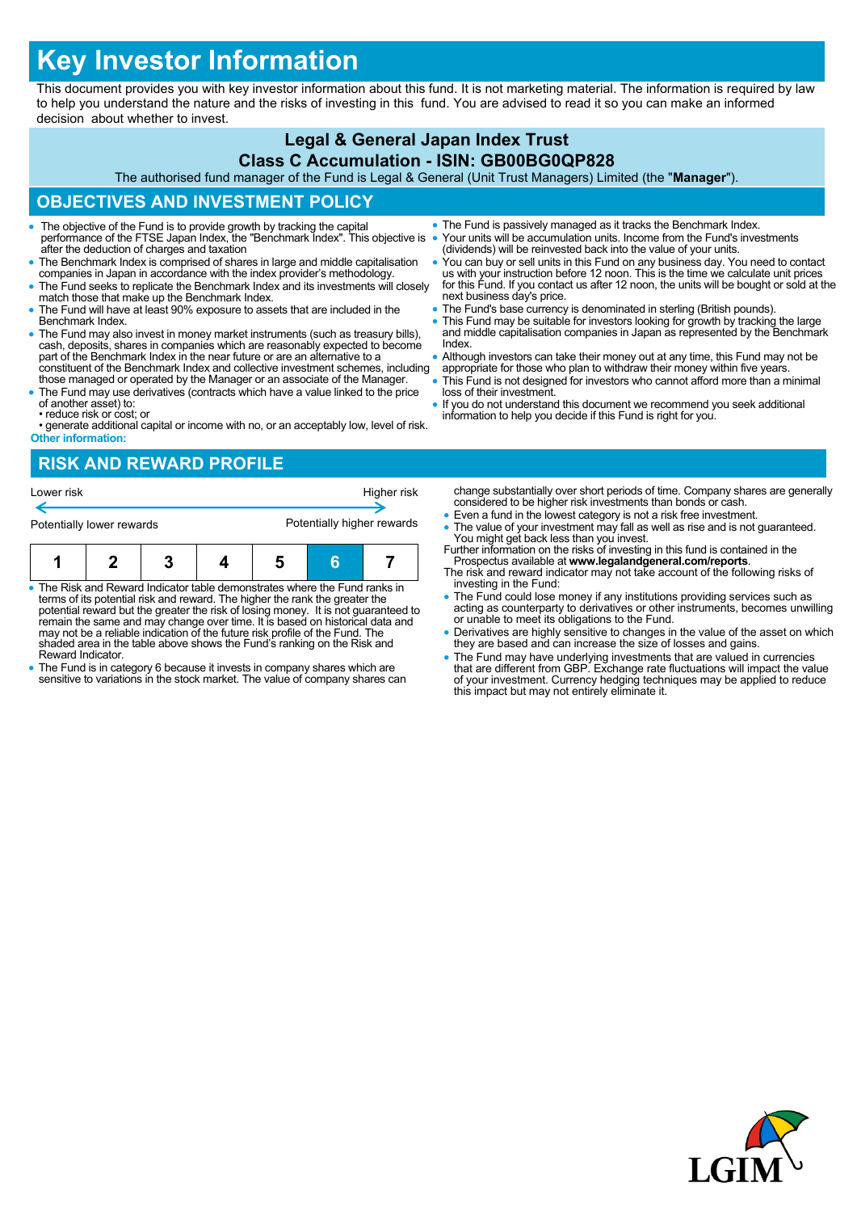# Key Investor Information

This document provides you with key investor information about this fund. It is not marketing material. The information is required by law to help you understand the nature and the risks of investing in this fund. You are advised to read it so you can make an informed decision about whether to invest.

## Legal & General Japan Index Trust

## Class C Accumulation - ISIN: GB00BG0QP828

The authorised fund manager of the Fund is Legal & General (Unit Trust Managers) Limited (the "**Manager**").

## OBJECTIVES AND INVESTMENT POLICY

- The objective of the Fund is to provide growth by tracking the capital performance of the FTSE Japan Index, the "Benchmark Index". This objective is after the deduction of charges and taxation
- The Benchmark Index is comprised of shares in large and middle capitalisation companies in Japan in accordance with the index provider's methodology.
- The Fund seeks to replicate the Benchmark Index and its investments will closely match those that make up the Benchmark Index.
- The Fund will have at least 90% exposure to assets that are included in the Benchmark Index.
- The Fund may also invest in money market instruments (such as treasury bills), cash, deposits, shares in companies which are reasonably expected to become part of the Benchmark Index in the near future or are an alternative to a constituent of the Benchmark Index and collective investment schemes, including those managed or operated by the Manager or an associate of the Manager.
- The Fund may use derivatives (contracts which have a value linked to the price of another asset) to:
  - reduce risk or cost; or
  - generate additional capital or income with no, or an acceptably low, level of risk.

**Other information:**

- The Fund is passively managed as it tracks the Benchmark Index.
- Your units will be accumulation units. Income from the Fund's investments (dividends) will be reinvested back into the value of your units.
- You can buy or sell units in this Fund on any business day. You need to contact us with your instruction before 12 noon. This is the time we calculate unit prices for this Fund. If you contact us after 12 noon, the units will be bought or sold at the next business day's price.
- The Fund's base currency is denominated in sterling (British pounds).
- This Fund may be suitable for investors looking for growth by tracking the large and middle capitalisation companies in Japan as represented by the Benchmark Index.
- Although investors can take their money out at any time, this Fund may not be appropriate for those who plan to withdraw their money within five years.
- This Fund is not designed for investors who cannot afford more than a minimal loss of their investment.
- If you do not understand this document we recommend you seek additional information to help you decide if this Fund is right for you.

## RISK AND REWARD PROFILE

Lower risk — Higher risk

Potentially lower rewards — Potentially higher rewards

| 1 | 2 | 3 | 4 | 5 | 6 | 7 |
|---|---|---|---|---|---|---|

- The Risk and Reward Indicator table demonstrates where the Fund ranks in terms of its potential risk and reward. The higher the rank the greater the potential reward but the greater the risk of losing money. It is not guaranteed to remain the same and may change over time. It is based on historical data and may not be a reliable indication of the future risk profile of the Fund. The shaded area in the table above shows the Fund's ranking on the Risk and Reward Indicator.
- The Fund is in category 6 because it invests in company shares which are sensitive to variations in the stock market. The value of company shares can change substantially over short periods of time. Company shares are generally considered to be higher risk investments than bonds or cash.
- Even a fund in the lowest category is not a risk free investment.
- The value of your investment may fall as well as rise and is not guaranteed. You might get back less than you invest.

Further information on the risks of investing in this fund is contained in the Prospectus available at **www.legalandgeneral.com/reports**.

The risk and reward indicator may not take account of the following risks of investing in the Fund:

- The Fund could lose money if any institutions providing services such as acting as counterparty to derivatives or other instruments, becomes unwilling or unable to meet its obligations to the Fund.
- Derivatives are highly sensitive to changes in the value of the asset on which they are based and can increase the size of losses and gains.
- The Fund may have underlying investments that are valued in currencies that are different from GBP. Exchange rate fluctuations will impact the value of your investment. Currency hedging techniques may be applied to reduce this impact but may not entirely eliminate it.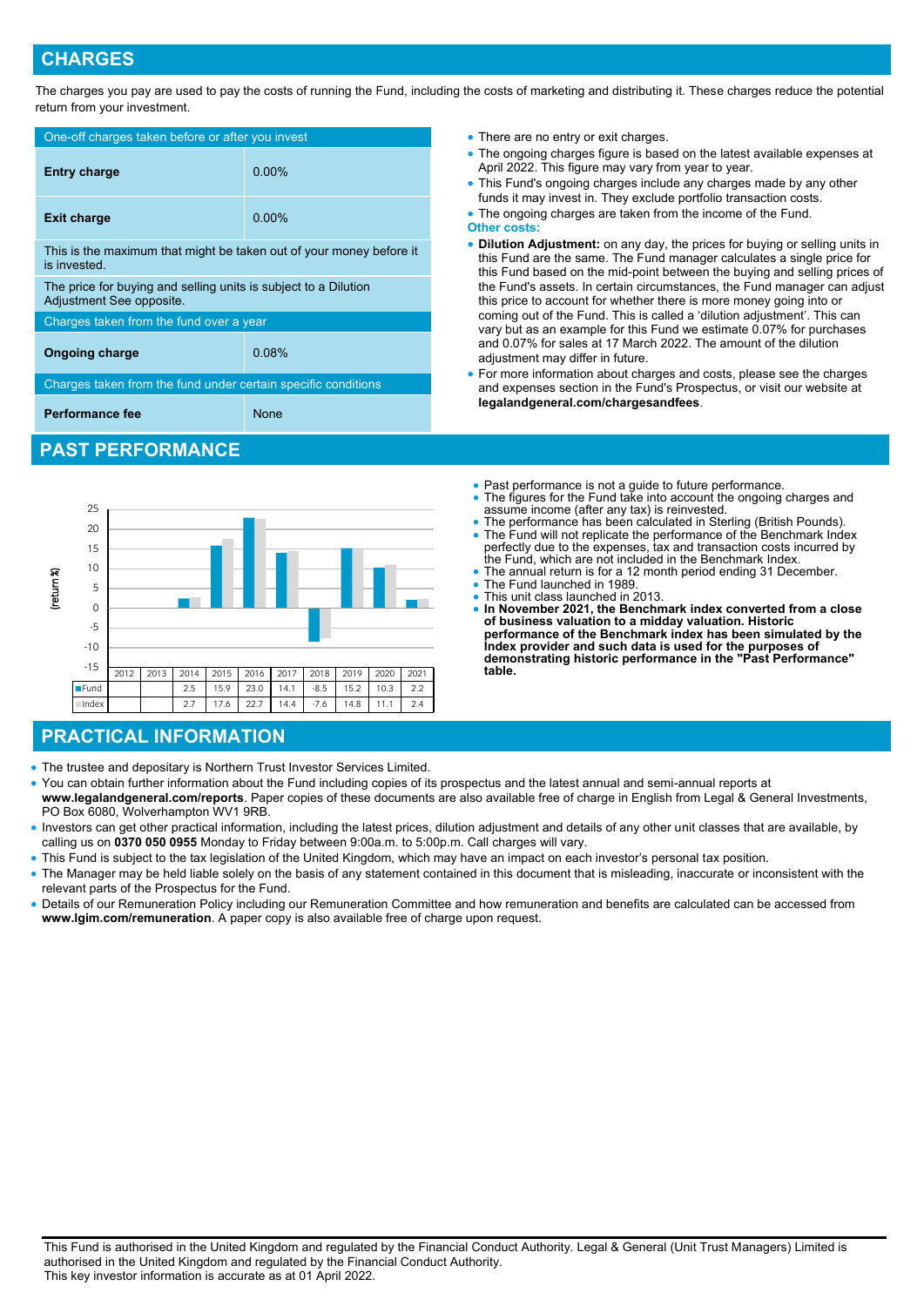## CHARGES

The charges you pay are used to pay the costs of running the Fund, including the costs of marketing and distributing it. These charges reduce the potential return from your investment.

| One-off charges taken before or after you invest | |
|---|---|
| **Entry charge** | 0.00% |
| **Exit charge** | 0.00% |
| This is the maximum that might be taken out of your money before it is invested. | |
| The price for buying and selling units is subject to a Dilution Adjustment See opposite. | |
| Charges taken from the fund over a year | |
| **Ongoing charge** | 0.08% |
| Charges taken from the fund under certain specific conditions | |
| **Performance fee** | None |

- There are no entry or exit charges.
- The ongoing charges figure is based on the latest available expenses at April 2022. This figure may vary from year to year.
- This Fund's ongoing charges include any charges made by any other funds it may invest in. They exclude portfolio transaction costs.
- The ongoing charges are taken from the income of the Fund.

**Other costs:**

- **Dilution Adjustment:** on any day, the prices for buying or selling units in this Fund are the same. The Fund manager calculates a single price for this Fund based on the mid-point between the buying and selling prices of the Fund's assets. In certain circumstances, the Fund manager can adjust this price to account for whether there is more money going into or coming out of the Fund. This is called a 'dilution adjustment'. This can vary but as an example for this Fund we estimate 0.07% for purchases and 0.07% for sales at 17 March 2022. The amount of the dilution adjustment may differ in future.
- For more information about charges and costs, please see the charges and expenses section in the Fund's Prospectus, or visit our website at **legalandgeneral.com/chargesandfees**.

## PAST PERFORMANCE

(return %)

25
20
15
10
5
0
-5
-10
-15

| | 2012 | 2013 | 2014 | 2015 | 2016 | 2017 | 2018 | 2019 | 2020 | 2021 |
|---|---|---|---|---|---|---|---|---|---|---|
| Fund | | | 2.5 | 15.9 | 23.0 | 14.1 | -8.5 | 15.2 | 10.3 | 2.2 |
| Index | | | 2.7 | 17.6 | 22.7 | 14.4 | -7.6 | 14.8 | 11.1 | 2.4 |

- Past performance is not a guide to future performance.
- The figures for the Fund take into account the ongoing charges and assume income (after any tax) is reinvested.
- The performance has been calculated in Sterling (British Pounds).
- The Fund will not replicate the performance of the Benchmark Index perfectly due to the expenses, tax and transaction costs incurred by the Fund, which are not included in the Benchmark Index.
- The annual return is for a 12 month period ending 31 December.
- The Fund launched in 1989.
- This unit class launched in 2013.
- **In November 2021, the Benchmark index converted from a close of business valuation to a midday valuation. Historic performance of the Benchmark index has been simulated by the Index provider and such data is used for the purposes of demonstrating historic performance in the "Past Performance" table.**

## PRACTICAL INFORMATION

- The trustee and depositary is Northern Trust Investor Services Limited.
- You can obtain further information about the Fund including copies of its prospectus and the latest annual and semi-annual reports at **www.legalandgeneral.com/reports**. Paper copies of these documents are also available free of charge in English from Legal & General Investments, PO Box 6080, Wolverhampton WV1 9RB.
- Investors can get other practical information, including the latest prices, dilution adjustment and details of any other unit classes that are available, by calling us on **0370 050 0955** Monday to Friday between 9:00a.m. to 5:00p.m. Call charges will vary.
- This Fund is subject to the tax legislation of the United Kingdom, which may have an impact on each investor's personal tax position.
- The Manager may be held liable solely on the basis of any statement contained in this document that is misleading, inaccurate or inconsistent with the relevant parts of the Prospectus for the Fund.
- Details of our Remuneration Policy including our Remuneration Committee and how remuneration and benefits are calculated can be accessed from **www.lgim.com/remuneration**. A paper copy is also available free of charge upon request.

This Fund is authorised in the United Kingdom and regulated by the Financial Conduct Authority. Legal & General (Unit Trust Managers) Limited is authorised in the United Kingdom and regulated by the Financial Conduct Authority.
This key investor information is accurate as at 01 April 2022.